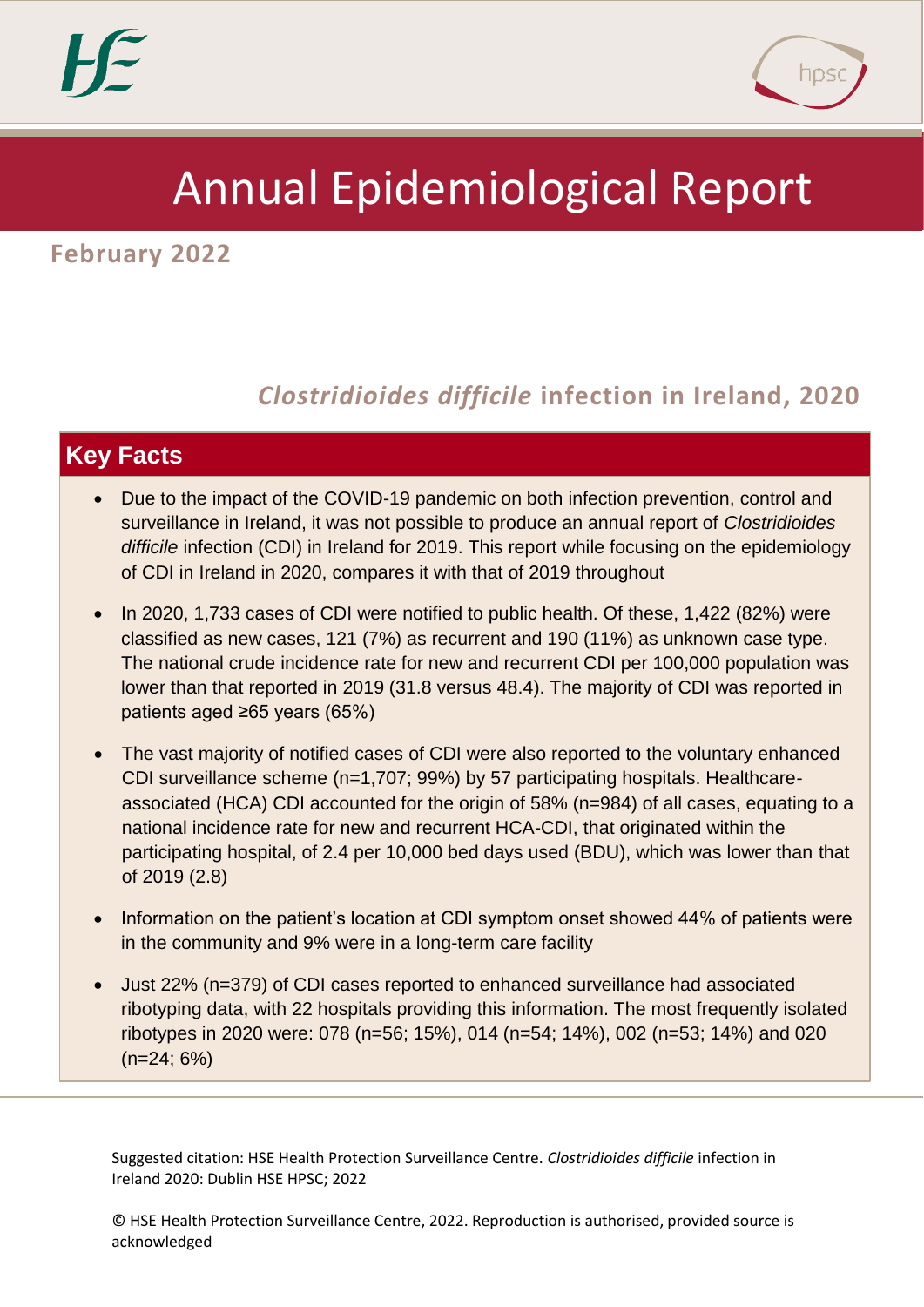# Annual Epidemiological Report

**February 2022**

## *Clostridioides difficile* infection in Ireland, 2020

### Key Facts

- Due to the impact of the COVID-19 pandemic on both infection prevention, control and surveillance in Ireland, it was not possible to produce an annual report of *Clostridioides difficile* infection (CDI) in Ireland for 2019. This report while focusing on the epidemiology of CDI in Ireland in 2020, compares it with that of 2019 throughout
- In 2020, 1,733 cases of CDI were notified to public health. Of these, 1,422 (82%) were classified as new cases, 121 (7%) as recurrent and 190 (11%) as unknown case type. The national crude incidence rate for new and recurrent CDI per 100,000 population was lower than that reported in 2019 (31.8 versus 48.4). The majority of CDI was reported in patients aged ≥65 years (65%)
- The vast majority of notified cases of CDI were also reported to the voluntary enhanced CDI surveillance scheme (n=1,707; 99%) by 57 participating hospitals. Healthcare-associated (HCA) CDI accounted for the origin of 58% (n=984) of all cases, equating to a national incidence rate for new and recurrent HCA-CDI, that originated within the participating hospital, of 2.4 per 10,000 bed days used (BDU), which was lower than that of 2019 (2.8)
- Information on the patient's location at CDI symptom onset showed 44% of patients were in the community and 9% were in a long-term care facility
- Just 22% (n=379) of CDI cases reported to enhanced surveillance had associated ribotyping data, with 22 hospitals providing this information. The most frequently isolated ribotypes in 2020 were: 078 (n=56; 15%), 014 (n=54; 14%), 002 (n=53; 14%) and 020 (n=24; 6%)

Suggested citation: HSE Health Protection Surveillance Centre. *Clostridioides difficile* infection in Ireland 2020: Dublin HSE HPSC; 2022

© HSE Health Protection Surveillance Centre, 2022. Reproduction is authorised, provided source is acknowledged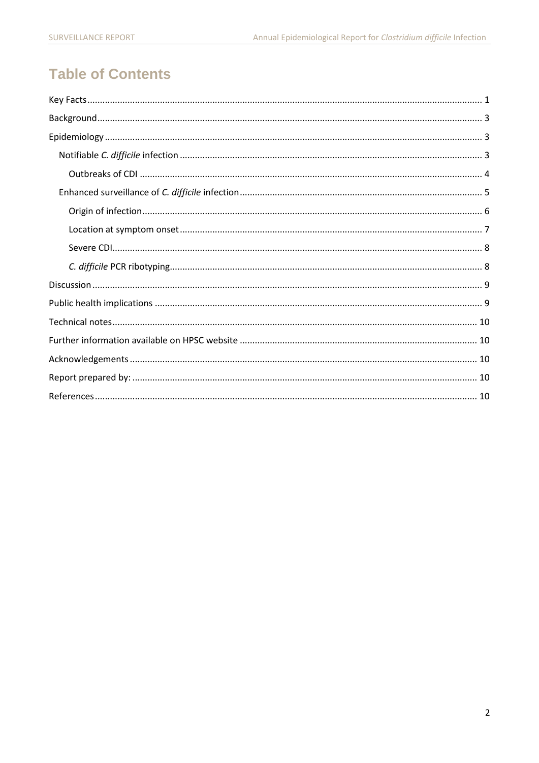# Table of Contents

Key Facts ........................................................................................................................................... 1

Background ....................................................................................................................................... 3

Epidemiology .................................................................................................................................... 3

- Notifiable *C. difficile* infection ....................................................................................................... 3
  - Outbreaks of CDI ....................................................................................................................... 4
- Enhanced surveillance of *C. difficile* infection ............................................................................... 5
  - Origin of infection ...................................................................................................................... 6
  - Location at symptom onset ....................................................................................................... 7
  - Severe CDI ................................................................................................................................. 8
  - *C. difficile* PCR ribotyping ......................................................................................................... 8

Discussion ......................................................................................................................................... 9

Public health implications ................................................................................................................. 9

Technical notes ............................................................................................................................... 10

Further information available on HPSC website ............................................................................. 10

Acknowledgements ......................................................................................................................... 10

Report prepared by: ........................................................................................................................ 10

References ....................................................................................................................................... 10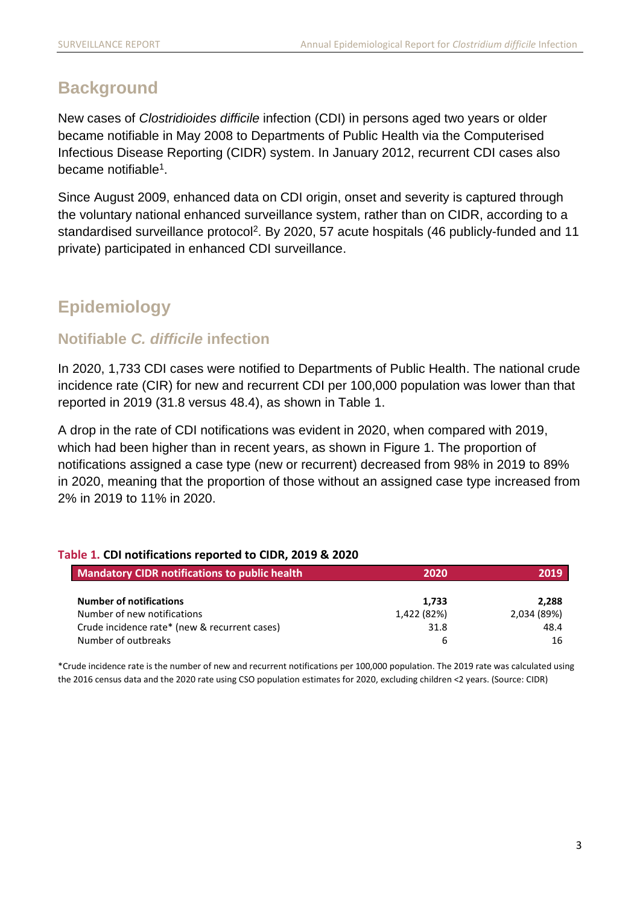## Background

New cases of *Clostridioides difficile* infection (CDI) in persons aged two years or older became notifiable in May 2008 to Departments of Public Health via the Computerised Infectious Disease Reporting (CIDR) system. In January 2012, recurrent CDI cases also became notifiable[1].

Since August 2009, enhanced data on CDI origin, onset and severity is captured through the voluntary national enhanced surveillance system, rather than on CIDR, according to a standardised surveillance protocol[2]. By 2020, 57 acute hospitals (46 publicly-funded and 11 private) participated in enhanced CDI surveillance.

## Epidemiology

### Notifiable *C. difficile* infection

In 2020, 1,733 CDI cases were notified to Departments of Public Health. The national crude incidence rate (CIR) for new and recurrent CDI per 100,000 population was lower than that reported in 2019 (31.8 versus 48.4), as shown in Table 1.

A drop in the rate of CDI notifications was evident in 2020, when compared with 2019, which had been higher than in recent years, as shown in Figure 1. The proportion of notifications assigned a case type (new or recurrent) decreased from 98% in 2019 to 89% in 2020, meaning that the proportion of those without an assigned case type increased from 2% in 2019 to 11% in 2020.

**Table 1. CDI notifications reported to CIDR, 2019 & 2020**

| Mandatory CIDR notifications to public health | 2020 | 2019 |
|---|---|---|
| **Number of notifications** | **1,733** | **2,288** |
| Number of new notifications | 1,422 (82%) | 2,034 (89%) |
| Crude incidence rate* (new & recurrent cases) | 31.8 | 48.4 |
| Number of outbreaks | 6 | 16 |

*Crude incidence rate is the number of new and recurrent notifications per 100,000 population. The 2019 rate was calculated using the 2016 census data and the 2020 rate using CSO population estimates for 2020, excluding children <2 years. (Source: CIDR)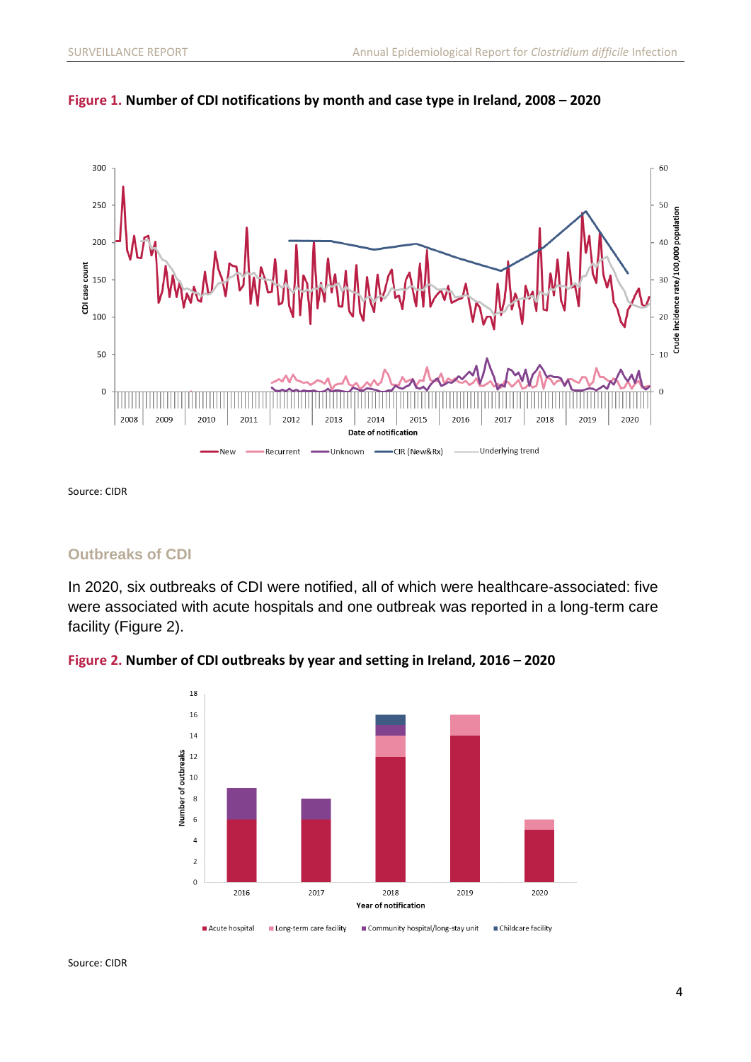**Figure 1. Number of CDI notifications by month and case type in Ireland, 2008 – 2020**

Source: CIDR

## Outbreaks of CDI

In 2020, six outbreaks of CDI were notified, all of which were healthcare-associated: five were associated with acute hospitals and one outbreak was reported in a long-term care facility (Figure 2).

**Figure 2. Number of CDI outbreaks by year and setting in Ireland, 2016 – 2020**

Source: CIDR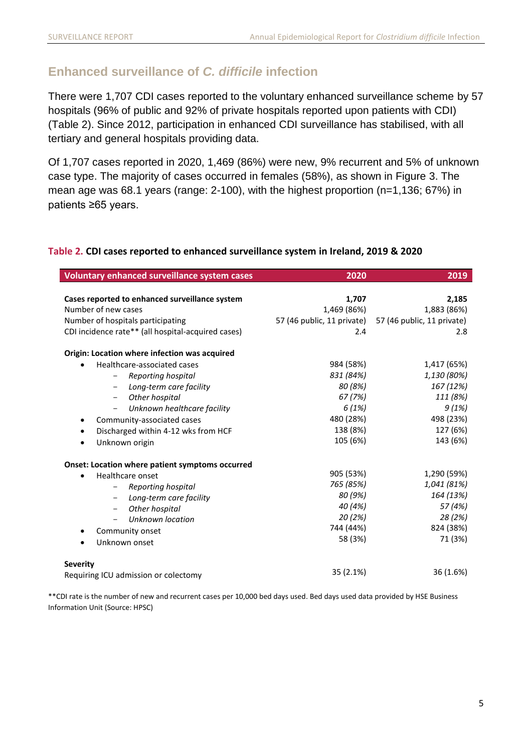## Enhanced surveillance of *C. difficile* infection

There were 1,707 CDI cases reported to the voluntary enhanced surveillance scheme by 57 hospitals (96% of public and 92% of private hospitals reported upon patients with CDI) (Table 2). Since 2012, participation in enhanced CDI surveillance has stabilised, with all tertiary and general hospitals providing data.

Of 1,707 cases reported in 2020, 1,469 (86%) were new, 9% recurrent and 5% of unknown case type. The majority of cases occurred in females (58%), as shown in Figure 3. The mean age was 68.1 years (range: 2-100), with the highest proportion (n=1,136; 67%) in patients ≥65 years.

**Table 2. CDI cases reported to enhanced surveillance system in Ireland, 2019 & 2020**

| Voluntary enhanced surveillance system cases | 2020 | 2019 |
|---|---|---|
| **Cases reported to enhanced surveillance system** | **1,707** | **2,185** |
| Number of new cases | 1,469 (86%) | 1,883 (86%) |
| Number of hospitals participating | 57 (46 public, 11 private) | 57 (46 public, 11 private) |
| CDI incidence rate** (all hospital-acquired cases) | 2.4 | 2.8 |
| **Origin: Location where infection was acquired** | | |
| • Healthcare-associated cases | 984 (58%) | 1,417 (65%) |
| – *Reporting hospital* | *831 (84%)* | *1,130 (80%)* |
| – *Long-term care facility* | *80 (8%)* | *167 (12%)* |
| – *Other hospital* | *67 (7%)* | *111 (8%)* |
| – *Unknown healthcare facility* | *6 (1%)* | *9 (1%)* |
| • Community-associated cases | 480 (28%) | 498 (23%) |
| • Discharged within 4-12 wks from HCF | 138 (8%) | 127 (6%) |
| • Unknown origin | 105 (6%) | 143 (6%) |
| **Onset: Location where patient symptoms occurred** | | |
| • Healthcare onset | 905 (53%) | 1,290 (59%) |
| – *Reporting hospital* | *765 (85%)* | *1,041 (81%)* |
| – *Long-term care facility* | *80 (9%)* | *164 (13%)* |
| – *Other hospital* | *40 (4%)* | *57 (4%)* |
| – *Unknown location* | *20 (2%)* | *28 (2%)* |
| • Community onset | 744 (44%) | 824 (38%) |
| • Unknown onset | 58 (3%) | 71 (3%) |
| **Severity** | | |
| Requiring ICU admission or colectomy | 35 (2.1%) | 36 (1.6%) |

**CDI rate is the number of new and recurrent cases per 10,000 bed days used. Bed days used data provided by HSE Business Information Unit (Source: HPSC)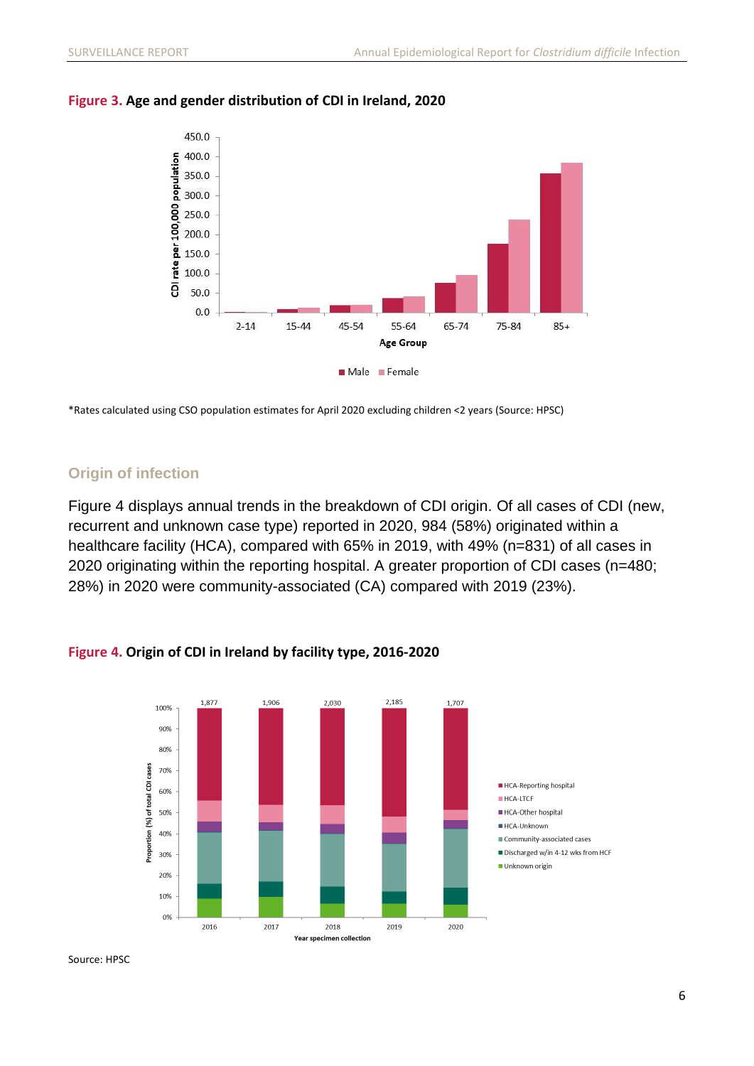**Figure 3.** **Age and gender distribution of CDI in Ireland, 2020**

*Rates calculated using CSO population estimates for April 2020 excluding children <2 years (Source: HPSC)

## Origin of infection

Figure 4 displays annual trends in the breakdown of CDI origin. Of all cases of CDI (new, recurrent and unknown case type) reported in 2020, 984 (58%) originated within a healthcare facility (HCA), compared with 65% in 2019, with 49% (n=831) of all cases in 2020 originating within the reporting hospital. A greater proportion of CDI cases (n=480; 28%) in 2020 were community-associated (CA) compared with 2019 (23%).

**Figure 4.** **Origin of CDI in Ireland by facility type, 2016-2020**

Source: HPSC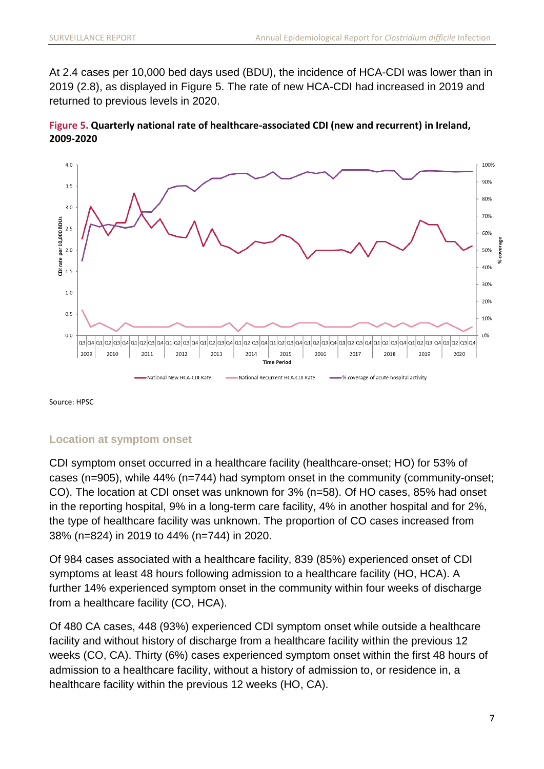At 2.4 cases per 10,000 bed days used (BDU), the incidence of HCA-CDI was lower than in 2019 (2.8), as displayed in Figure 5. The rate of new HCA-CDI had increased in 2019 and returned to previous levels in 2020.

**Figure 5. Quarterly national rate of healthcare-associated CDI (new and recurrent) in Ireland, 2009-2020**

Source: HPSC

### Location at symptom onset

CDI symptom onset occurred in a healthcare facility (healthcare-onset; HO) for 53% of cases (n=905), while 44% (n=744) had symptom onset in the community (community-onset; CO). The location at CDI onset was unknown for 3% (n=58). Of HO cases, 85% had onset in the reporting hospital, 9% in a long-term care facility, 4% in another hospital and for 2%, the type of healthcare facility was unknown. The proportion of CO cases increased from 38% (n=824) in 2019 to 44% (n=744) in 2020.

Of 984 cases associated with a healthcare facility, 839 (85%) experienced onset of CDI symptoms at least 48 hours following admission to a healthcare facility (HO, HCA). A further 14% experienced symptom onset in the community within four weeks of discharge from a healthcare facility (CO, HCA).

Of 480 CA cases, 448 (93%) experienced CDI symptom onset while outside a healthcare facility and without history of discharge from a healthcare facility within the previous 12 weeks (CO, CA). Thirty (6%) cases experienced symptom onset within the first 48 hours of admission to a healthcare facility, without a history of admission to, or residence in, a healthcare facility within the previous 12 weeks (HO, CA).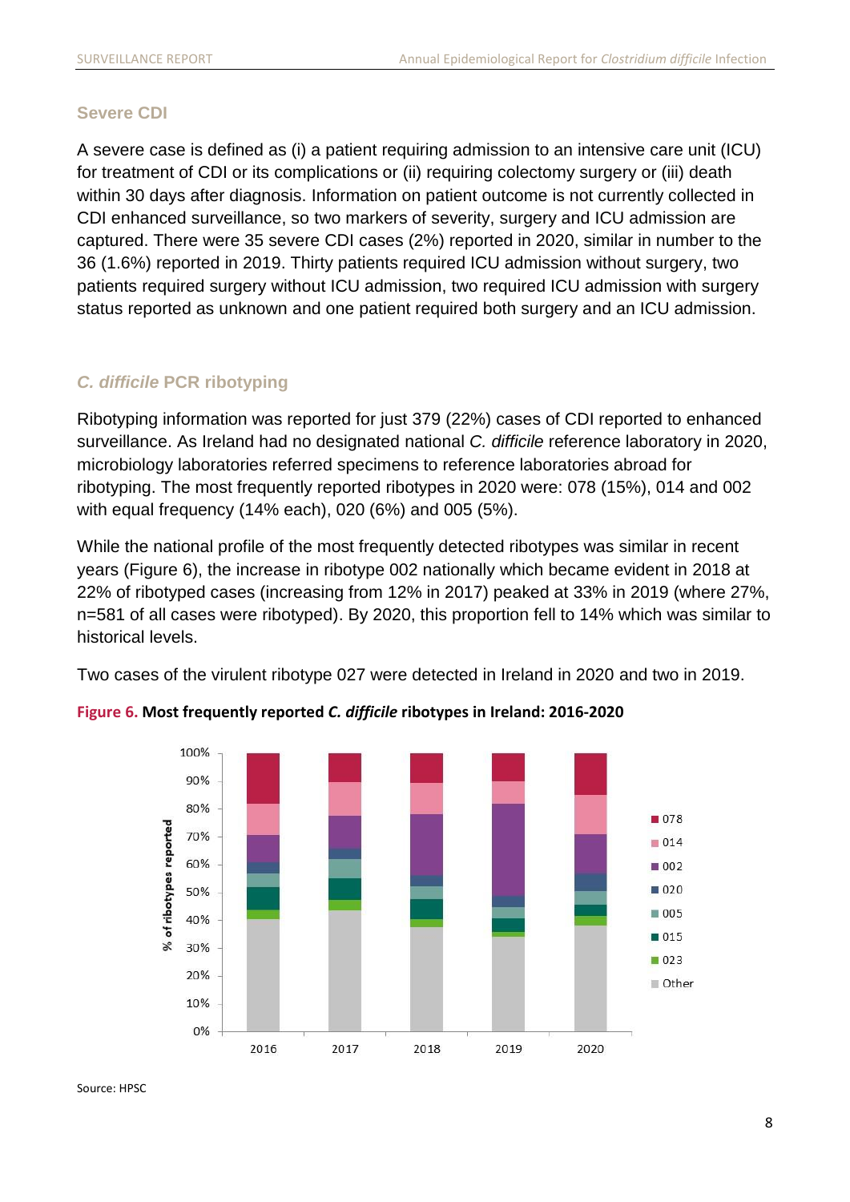### Severe CDI

A severe case is defined as (i) a patient requiring admission to an intensive care unit (ICU) for treatment of CDI or its complications or (ii) requiring colectomy surgery or (iii) death within 30 days after diagnosis. Information on patient outcome is not currently collected in CDI enhanced surveillance, so two markers of severity, surgery and ICU admission are captured. There were 35 severe CDI cases (2%) reported in 2020, similar in number to the 36 (1.6%) reported in 2019. Thirty patients required ICU admission without surgery, two patients required surgery without ICU admission, two required ICU admission with surgery status reported as unknown and one patient required both surgery and an ICU admission.

### *C. difficile* PCR ribotyping

Ribotyping information was reported for just 379 (22%) cases of CDI reported to enhanced surveillance. As Ireland had no designated national *C. difficile* reference laboratory in 2020, microbiology laboratories referred specimens to reference laboratories abroad for ribotyping. The most frequently reported ribotypes in 2020 were: 078 (15%), 014 and 002 with equal frequency (14% each), 020 (6%) and 005 (5%).

While the national profile of the most frequently detected ribotypes was similar in recent years (Figure 6), the increase in ribotype 002 nationally which became evident in 2018 at 22% of ribotyped cases (increasing from 12% in 2017) peaked at 33% in 2019 (where 27%, n=581 of all cases were ribotyped). By 2020, this proportion fell to 14% which was similar to historical levels.

Two cases of the virulent ribotype 027 were detected in Ireland in 2020 and two in 2019.

**Figure 6. Most frequently reported *C. difficile* ribotypes in Ireland: 2016-2020**

Source: HPSC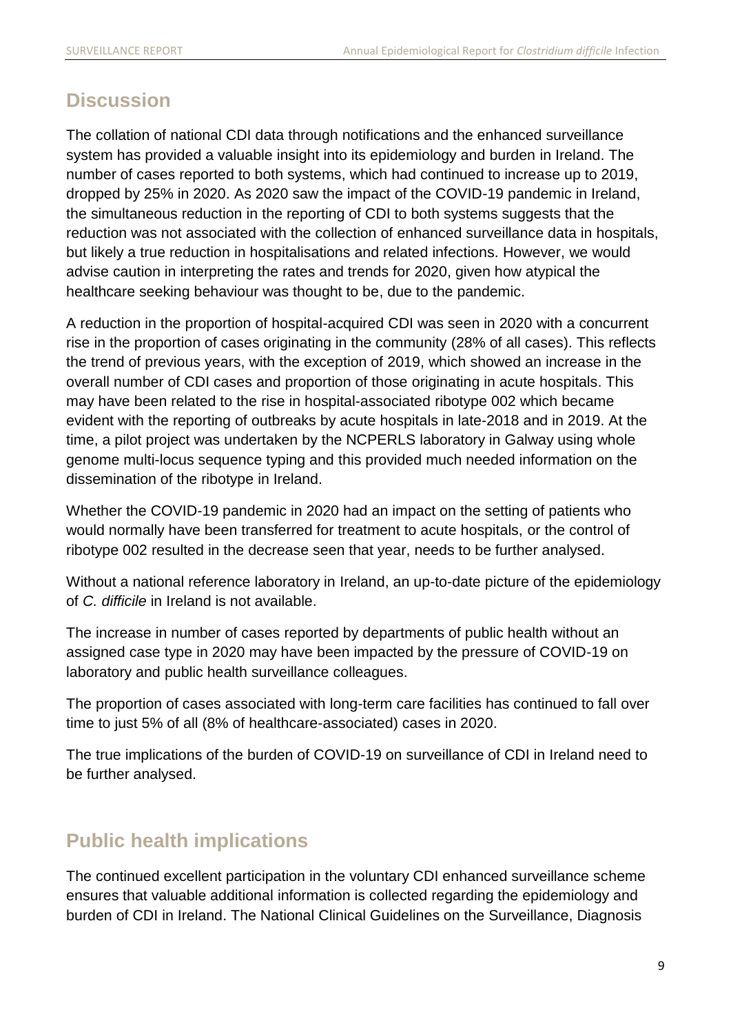## Discussion

The collation of national CDI data through notifications and the enhanced surveillance system has provided a valuable insight into its epidemiology and burden in Ireland. The number of cases reported to both systems, which had continued to increase up to 2019, dropped by 25% in 2020. As 2020 saw the impact of the COVID-19 pandemic in Ireland, the simultaneous reduction in the reporting of CDI to both systems suggests that the reduction was not associated with the collection of enhanced surveillance data in hospitals, but likely a true reduction in hospitalisations and related infections. However, we would advise caution in interpreting the rates and trends for 2020, given how atypical the healthcare seeking behaviour was thought to be, due to the pandemic.

A reduction in the proportion of hospital-acquired CDI was seen in 2020 with a concurrent rise in the proportion of cases originating in the community (28% of all cases). This reflects the trend of previous years, with the exception of 2019, which showed an increase in the overall number of CDI cases and proportion of those originating in acute hospitals. This may have been related to the rise in hospital-associated ribotype 002 which became evident with the reporting of outbreaks by acute hospitals in late-2018 and in 2019. At the time, a pilot project was undertaken by the NCPERLS laboratory in Galway using whole genome multi-locus sequence typing and this provided much needed information on the dissemination of the ribotype in Ireland.

Whether the COVID-19 pandemic in 2020 had an impact on the setting of patients who would normally have been transferred for treatment to acute hospitals, or the control of ribotype 002 resulted in the decrease seen that year, needs to be further analysed.

Without a national reference laboratory in Ireland, an up-to-date picture of the epidemiology of *C. difficile* in Ireland is not available.

The increase in number of cases reported by departments of public health without an assigned case type in 2020 may have been impacted by the pressure of COVID-19 on laboratory and public health surveillance colleagues.

The proportion of cases associated with long-term care facilities has continued to fall over time to just 5% of all (8% of healthcare-associated) cases in 2020.

The true implications of the burden of COVID-19 on surveillance of CDI in Ireland need to be further analysed.

## Public health implications

The continued excellent participation in the voluntary CDI enhanced surveillance scheme ensures that valuable additional information is collected regarding the epidemiology and burden of CDI in Ireland. The National Clinical Guidelines on the Surveillance, Diagnosis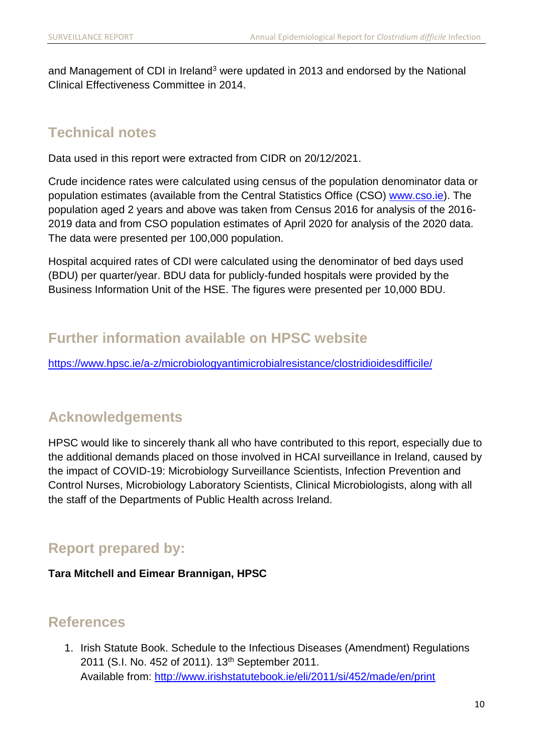and Management of CDI in Ireland[3] were updated in 2013 and endorsed by the National Clinical Effectiveness Committee in 2014.

## Technical notes

Data used in this report were extracted from CIDR on 20/12/2021.

Crude incidence rates were calculated using census of the population denominator data or population estimates (available from the Central Statistics Office (CSO) www.cso.ie). The population aged 2 years and above was taken from Census 2016 for analysis of the 2016-2019 data and from CSO population estimates of April 2020 for analysis of the 2020 data. The data were presented per 100,000 population.

Hospital acquired rates of CDI were calculated using the denominator of bed days used (BDU) per quarter/year. BDU data for publicly-funded hospitals were provided by the Business Information Unit of the HSE. The figures were presented per 10,000 BDU.

## Further information available on HPSC website

https://www.hpsc.ie/a-z/microbiologyantimicrobialresistance/clostridioidesdifficile/

## Acknowledgements

HPSC would like to sincerely thank all who have contributed to this report, especially due to the additional demands placed on those involved in HCAI surveillance in Ireland, caused by the impact of COVID-19: Microbiology Surveillance Scientists, Infection Prevention and Control Nurses, Microbiology Laboratory Scientists, Clinical Microbiologists, along with all the staff of the Departments of Public Health across Ireland.

## Report prepared by:

**Tara Mitchell and Eimear Brannigan, HPSC**

## References

1. Irish Statute Book. Schedule to the Infectious Diseases (Amendment) Regulations 2011 (S.I. No. 452 of 2011). 13th September 2011.
   Available from: http://www.irishstatutebook.ie/eli/2011/si/452/made/en/print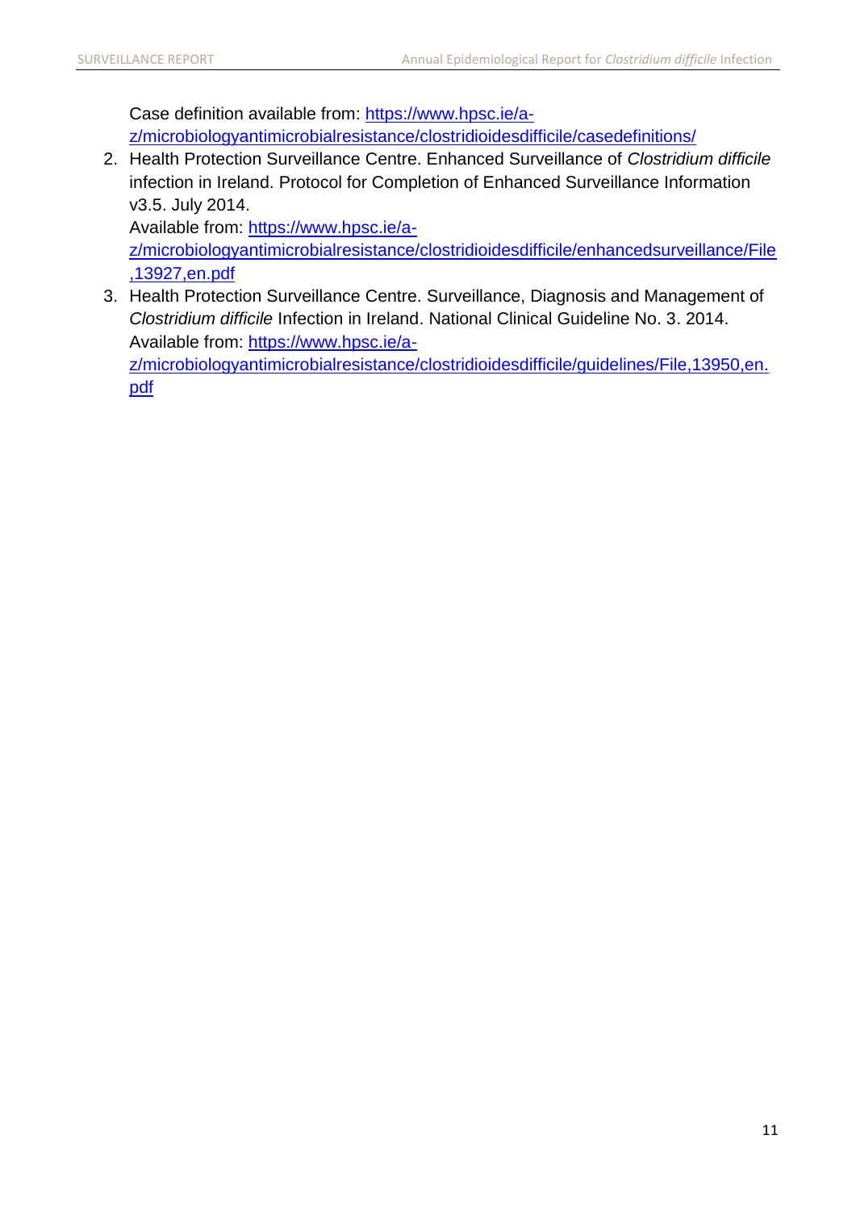Case definition available from: https://www.hpsc.ie/a-z/microbiologyantimicrobialresistance/clostridioidesdifficile/casedefinitions/

2. Health Protection Surveillance Centre. Enhanced Surveillance of *Clostridium difficile* infection in Ireland. Protocol for Completion of Enhanced Surveillance Information v3.5. July 2014.
   Available from: https://www.hpsc.ie/a-z/microbiologyantimicrobialresistance/clostridioidesdifficile/enhancedsurveillance/File,13927,en.pdf
3. Health Protection Surveillance Centre. Surveillance, Diagnosis and Management of *Clostridium difficile* Infection in Ireland. National Clinical Guideline No. 3. 2014.
   Available from: https://www.hpsc.ie/a-z/microbiologyantimicrobialresistance/clostridioidesdifficile/guidelines/File,13950,en.pdf